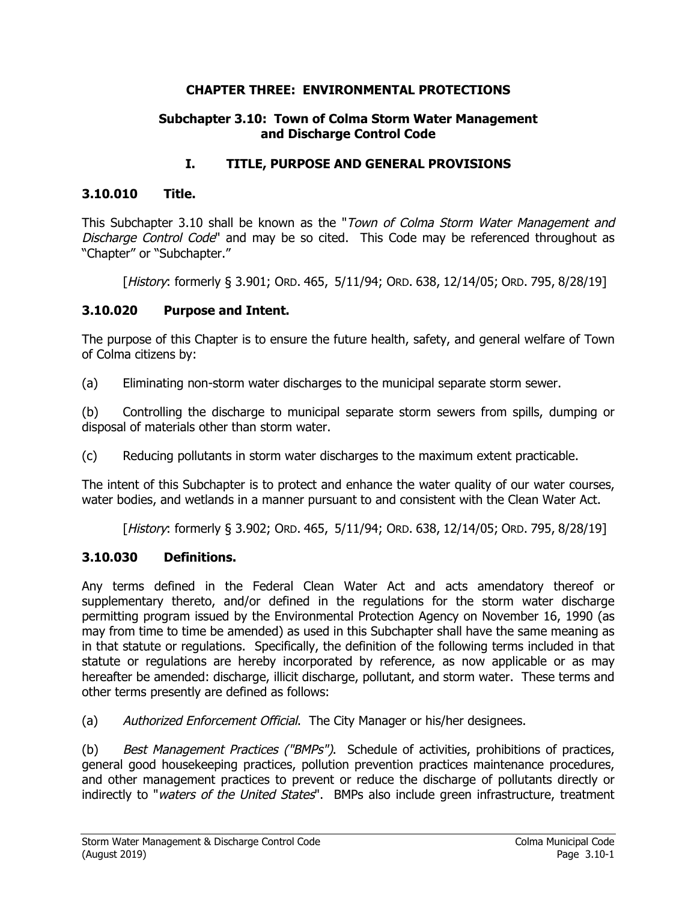# CHAPTER THREE: ENVIRONMENTAL PROTECTIONS

## Subchapter 3.10: Town of Colma Storm Water Management and Discharge Control Code

## I. TITLE, PURPOSE AND GENERAL PROVISIONS

### 3.10.010 Title.

This Subchapter 3.10 shall be known as the "*Town of Colma Storm Water Management and Discharge Control Code*" and may be so cited. This Code may be referenced throughout as "Chapter" or "Subchapter."

[*History*: formerly § 3.901; ORD. 465, 5/11/94; ORD. 638, 12/14/05; ORD. 795, 8/28/19]

### 3.10.020 Purpose and Intent.

The purpose of this Chapter is to ensure the future health, safety, and general welfare of Town of Colma citizens by:

(a) Eliminating non-storm water discharges to the municipal separate storm sewer.

(b) Controlling the discharge to municipal separate storm sewers from spills, dumping or disposal of materials other than storm water.

(c) Reducing pollutants in storm water discharges to the maximum extent practicable.

The intent of this Subchapter is to protect and enhance the water quality of our water courses, water bodies, and wetlands in a manner pursuant to and consistent with the Clean Water Act.

[*History*: formerly § 3.902; ORD. 465, 5/11/94; ORD. 638, 12/14/05; ORD. 795, 8/28/19]

### 3.10.030 Definitions.

Any terms defined in the Federal Clean Water Act and acts amendatory thereof or supplementary thereto, and/or defined in the regulations for the storm water discharge permitting program issued by the Environmental Protection Agency on November 16, 1990 (as may from time to time be amended) as used in this Subchapter shall have the same meaning as in that statute or regulations. Specifically, the definition of the following terms included in that statute or regulations are hereby incorporated by reference, as now applicable or as may hereafter be amended: discharge, illicit discharge, pollutant, and storm water. These terms and other terms presently are defined as follows:

(a) *Authorized Enforcement Official*. The City Manager or his/her designees.

(b) *Best Management Practices ("BMPs")*. Schedule of activities, prohibitions of practices, general good housekeeping practices, pollution prevention practices maintenance procedures, and other management practices to prevent or reduce the discharge of pollutants directly or indirectly to "*waters of the United States*". BMPs also include green infrastructure, treatment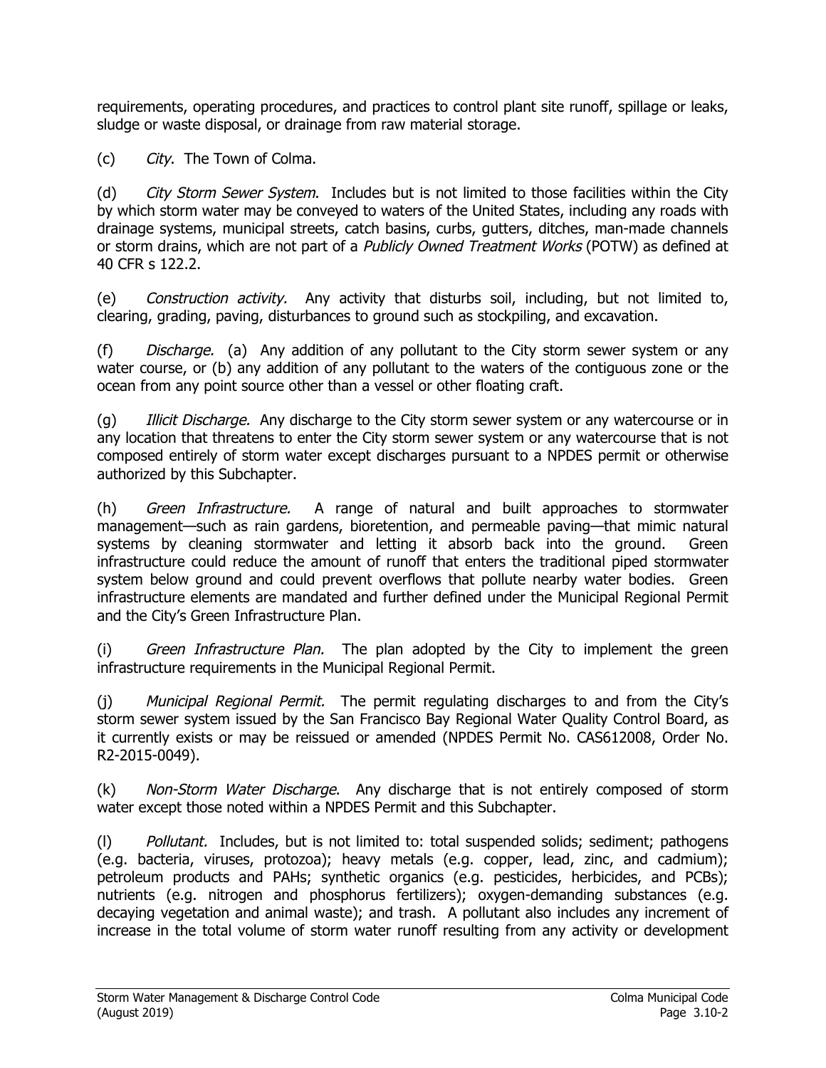requirements, operating procedures, and practices to control plant site runoff, spillage or leaks, sludge or waste disposal, or drainage from raw material storage.

(c) *City*. The Town of Colma.

(d) *City Storm Sewer System*. Includes but is not limited to those facilities within the City by which storm water may be conveyed to waters of the United States, including any roads with drainage systems, municipal streets, catch basins, curbs, gutters, ditches, man-made channels or storm drains, which are not part of a *Publicly Owned Treatment Works* (POTW) as defined at 40 CFR s 122.2.

(e) *Construction activity.* Any activity that disturbs soil, including, but not limited to, clearing, grading, paving, disturbances to ground such as stockpiling, and excavation.

(f) *Discharge.* (a) Any addition of any pollutant to the City storm sewer system or any water course, or (b) any addition of any pollutant to the waters of the contiguous zone or the ocean from any point source other than a vessel or other floating craft.

(g) *Illicit Discharge.* Any discharge to the City storm sewer system or any watercourse or in any location that threatens to enter the City storm sewer system or any watercourse that is not composed entirely of storm water except discharges pursuant to a NPDES permit or otherwise authorized by this Subchapter.

(h) *Green Infrastructure.* A range of natural and built approaches to stormwater management—such as rain gardens, bioretention, and permeable paving—that mimic natural systems by cleaning stormwater and letting it absorb back into the ground. Green infrastructure could reduce the amount of runoff that enters the traditional piped stormwater system below ground and could prevent overflows that pollute nearby water bodies. Green infrastructure elements are mandated and further defined under the Municipal Regional Permit and the City's Green Infrastructure Plan.

(i) *Green Infrastructure Plan.* The plan adopted by the City to implement the green infrastructure requirements in the Municipal Regional Permit.

(j) *Municipal Regional Permit.* The permit regulating discharges to and from the City's storm sewer system issued by the San Francisco Bay Regional Water Quality Control Board, as it currently exists or may be reissued or amended (NPDES Permit No. CAS612008, Order No. R2-2015-0049).

(k) *Non-Storm Water Discharge*. Any discharge that is not entirely composed of storm water except those noted within a NPDES Permit and this Subchapter.

(l) *Pollutant.* Includes, but is not limited to: total suspended solids; sediment; pathogens (e.g. bacteria, viruses, protozoa); heavy metals (e.g. copper, lead, zinc, and cadmium); petroleum products and PAHs; synthetic organics (e.g. pesticides, herbicides, and PCBs); nutrients (e.g. nitrogen and phosphorus fertilizers); oxygen-demanding substances (e.g. decaying vegetation and animal waste); and trash. A pollutant also includes any increment of increase in the total volume of storm water runoff resulting from any activity or development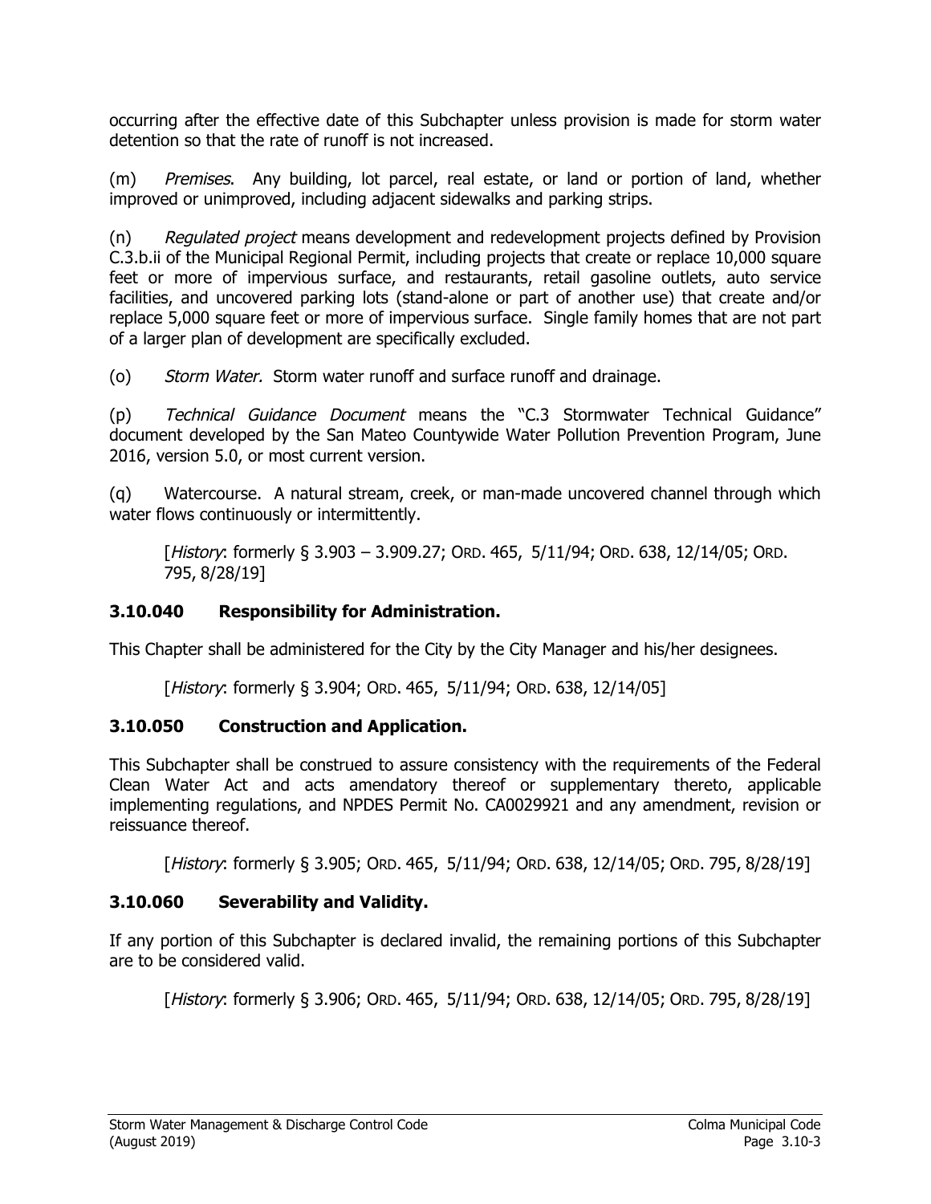occurring after the effective date of this Subchapter unless provision is made for storm water detention so that the rate of runoff is not increased.

(m) *Premises*. Any building, lot parcel, real estate, or land or portion of land, whether improved or unimproved, including adjacent sidewalks and parking strips.

(n) *Regulated project* means development and redevelopment projects defined by Provision C.3.b.ii of the Municipal Regional Permit, including projects that create or replace 10,000 square feet or more of impervious surface, and restaurants, retail gasoline outlets, auto service facilities, and uncovered parking lots (stand-alone or part of another use) that create and/or replace 5,000 square feet or more of impervious surface. Single family homes that are not part of a larger plan of development are specifically excluded.

(o) *Storm Water.* Storm water runoff and surface runoff and drainage.

(p) *Technical Guidance Document* means the "C.3 Stormwater Technical Guidance" document developed by the San Mateo Countywide Water Pollution Prevention Program, June 2016, version 5.0, or most current version.

(q) Watercourse. A natural stream, creek, or man-made uncovered channel through which water flows continuously or intermittently.

> [*History*: formerly § 3.903 – 3.909.27; ORD. 465, 5/11/94; ORD. 638, 12/14/05; ORD. 795, 8/28/19]

### 3.10.040 Responsibility for Administration.

This Chapter shall be administered for the City by the City Manager and his/her designees.

> [*History*: formerly § 3.904; ORD. 465, 5/11/94; ORD. 638, 12/14/05]

### 3.10.050 Construction and Application.

This Subchapter shall be construed to assure consistency with the requirements of the Federal Clean Water Act and acts amendatory thereof or supplementary thereto, applicable implementing regulations, and NPDES Permit No. CA0029921 and any amendment, revision or reissuance thereof.

> [*History*: formerly § 3.905; ORD. 465, 5/11/94; ORD. 638, 12/14/05; ORD. 795, 8/28/19]

### 3.10.060 Severability and Validity.

If any portion of this Subchapter is declared invalid, the remaining portions of this Subchapter are to be considered valid.

> [*History*: formerly § 3.906; ORD. 465, 5/11/94; ORD. 638, 12/14/05; ORD. 795, 8/28/19]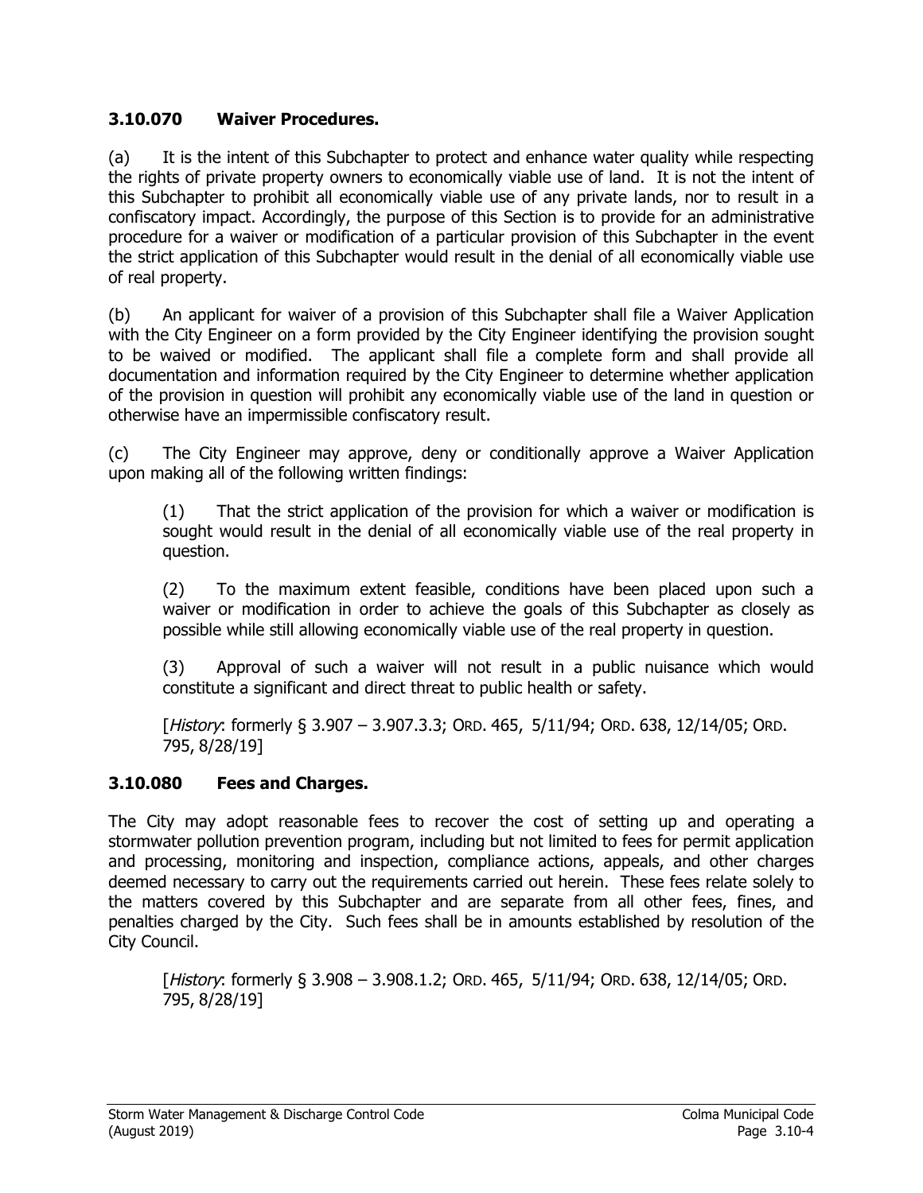### 3.10.070 Waiver Procedures.

(a) It is the intent of this Subchapter to protect and enhance water quality while respecting the rights of private property owners to economically viable use of land. It is not the intent of this Subchapter to prohibit all economically viable use of any private lands, nor to result in a confiscatory impact. Accordingly, the purpose of this Section is to provide for an administrative procedure for a waiver or modification of a particular provision of this Subchapter in the event the strict application of this Subchapter would result in the denial of all economically viable use of real property.

(b) An applicant for waiver of a provision of this Subchapter shall file a Waiver Application with the City Engineer on a form provided by the City Engineer identifying the provision sought to be waived or modified. The applicant shall file a complete form and shall provide all documentation and information required by the City Engineer to determine whether application of the provision in question will prohibit any economically viable use of the land in question or otherwise have an impermissible confiscatory result.

(c) The City Engineer may approve, deny or conditionally approve a Waiver Application upon making all of the following written findings:

> (1) That the strict application of the provision for which a waiver or modification is sought would result in the denial of all economically viable use of the real property in question.
>
> (2) To the maximum extent feasible, conditions have been placed upon such a waiver or modification in order to achieve the goals of this Subchapter as closely as possible while still allowing economically viable use of the real property in question.
>
> (3) Approval of such a waiver will not result in a public nuisance which would constitute a significant and direct threat to public health or safety.
>
> [*History*: formerly § 3.907 – 3.907.3.3; ORD. 465, 5/11/94; ORD. 638, 12/14/05; ORD. 795, 8/28/19]

### 3.10.080 Fees and Charges.

The City may adopt reasonable fees to recover the cost of setting up and operating a stormwater pollution prevention program, including but not limited to fees for permit application and processing, monitoring and inspection, compliance actions, appeals, and other charges deemed necessary to carry out the requirements carried out herein. These fees relate solely to the matters covered by this Subchapter and are separate from all other fees, fines, and penalties charged by the City. Such fees shall be in amounts established by resolution of the City Council.

> [*History*: formerly § 3.908 – 3.908.1.2; ORD. 465, 5/11/94; ORD. 638, 12/14/05; ORD. 795, 8/28/19]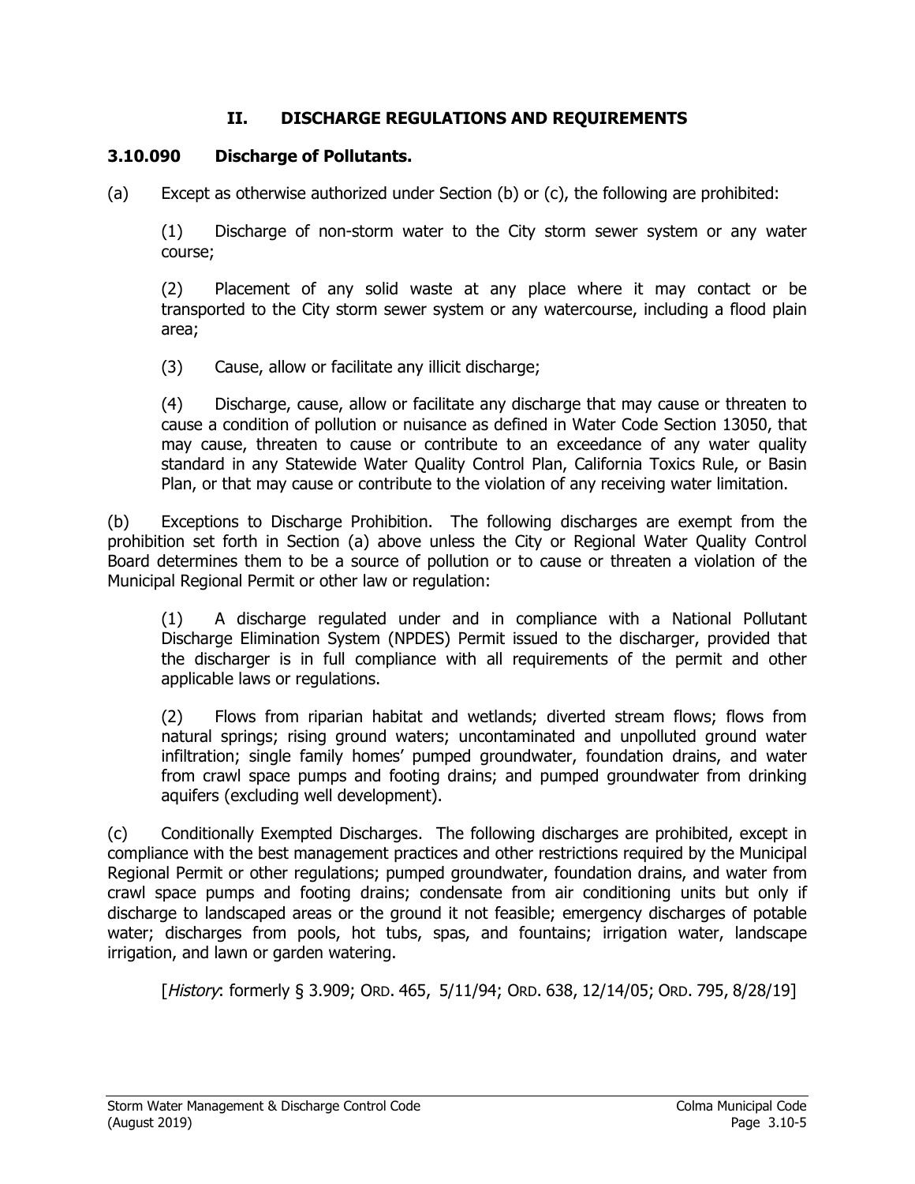## II. DISCHARGE REGULATIONS AND REQUIREMENTS

### 3.10.090 Discharge of Pollutants.

(a) Except as otherwise authorized under Section (b) or (c), the following are prohibited:

(1) Discharge of non-storm water to the City storm sewer system or any water course;

(2) Placement of any solid waste at any place where it may contact or be transported to the City storm sewer system or any watercourse, including a flood plain area;

(3) Cause, allow or facilitate any illicit discharge;

(4) Discharge, cause, allow or facilitate any discharge that may cause or threaten to cause a condition of pollution or nuisance as defined in Water Code Section 13050, that may cause, threaten to cause or contribute to an exceedance of any water quality standard in any Statewide Water Quality Control Plan, California Toxics Rule, or Basin Plan, or that may cause or contribute to the violation of any receiving water limitation.

(b) Exceptions to Discharge Prohibition. The following discharges are exempt from the prohibition set forth in Section (a) above unless the City or Regional Water Quality Control Board determines them to be a source of pollution or to cause or threaten a violation of the Municipal Regional Permit or other law or regulation:

(1) A discharge regulated under and in compliance with a National Pollutant Discharge Elimination System (NPDES) Permit issued to the discharger, provided that the discharger is in full compliance with all requirements of the permit and other applicable laws or regulations.

(2) Flows from riparian habitat and wetlands; diverted stream flows; flows from natural springs; rising ground waters; uncontaminated and unpolluted ground water infiltration; single family homes' pumped groundwater, foundation drains, and water from crawl space pumps and footing drains; and pumped groundwater from drinking aquifers (excluding well development).

(c) Conditionally Exempted Discharges. The following discharges are prohibited, except in compliance with the best management practices and other restrictions required by the Municipal Regional Permit or other regulations; pumped groundwater, foundation drains, and water from crawl space pumps and footing drains; condensate from air conditioning units but only if discharge to landscaped areas or the ground it not feasible; emergency discharges of potable water; discharges from pools, hot tubs, spas, and fountains; irrigation water, landscape irrigation, and lawn or garden watering.

[*History*: formerly § 3.909; ORD. 465, 5/11/94; ORD. 638, 12/14/05; ORD. 795, 8/28/19]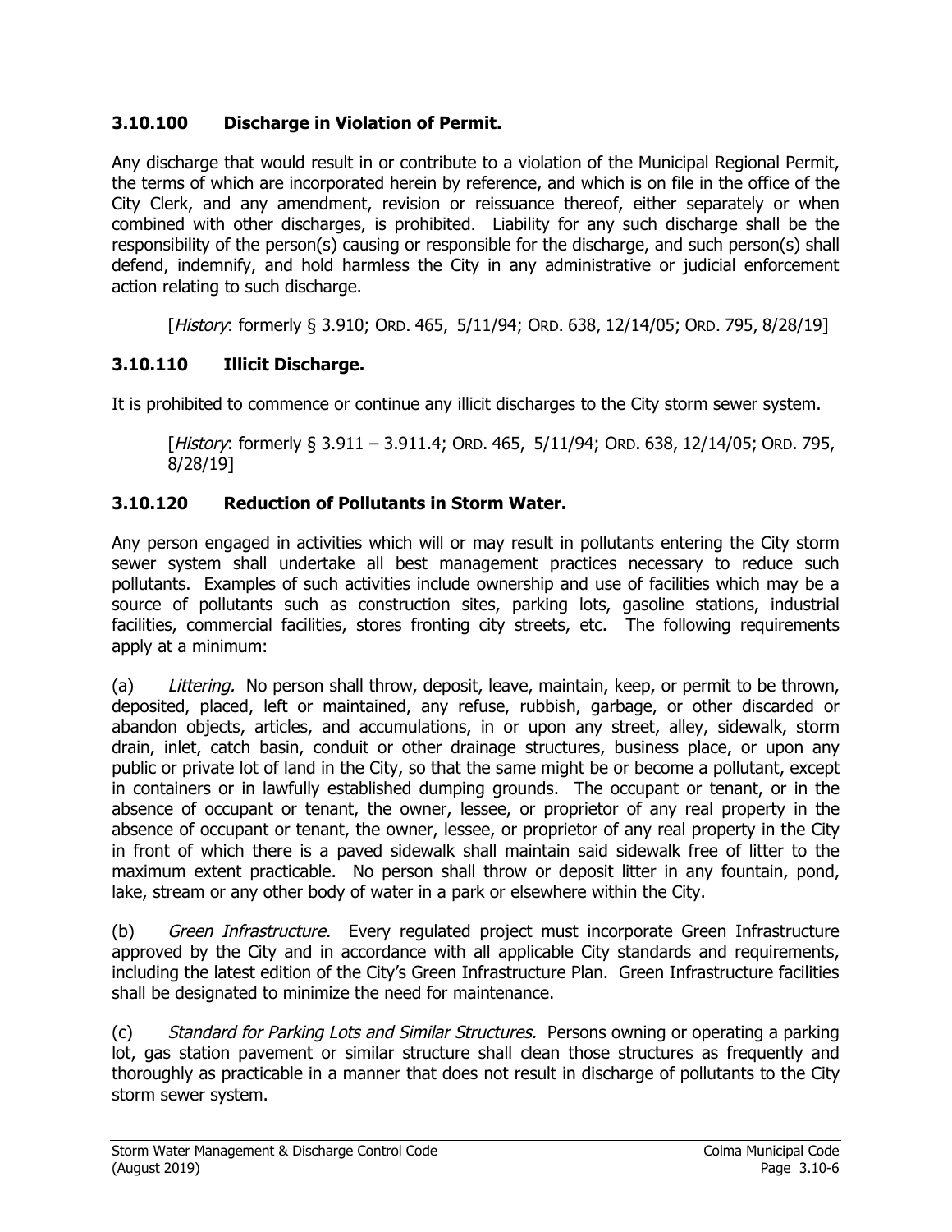### 3.10.100 Discharge in Violation of Permit.

Any discharge that would result in or contribute to a violation of the Municipal Regional Permit, the terms of which are incorporated herein by reference, and which is on file in the office of the City Clerk, and any amendment, revision or reissuance thereof, either separately or when combined with other discharges, is prohibited. Liability for any such discharge shall be the responsibility of the person(s) causing or responsible for the discharge, and such person(s) shall defend, indemnify, and hold harmless the City in any administrative or judicial enforcement action relating to such discharge.

> [*History*: formerly § 3.910; ORD. 465, 5/11/94; ORD. 638, 12/14/05; ORD. 795, 8/28/19]

### 3.10.110 Illicit Discharge.

It is prohibited to commence or continue any illicit discharges to the City storm sewer system.

> [*History*: formerly § 3.911 – 3.911.4; ORD. 465, 5/11/94; ORD. 638, 12/14/05; ORD. 795, 8/28/19]

### 3.10.120 Reduction of Pollutants in Storm Water.

Any person engaged in activities which will or may result in pollutants entering the City storm sewer system shall undertake all best management practices necessary to reduce such pollutants. Examples of such activities include ownership and use of facilities which may be a source of pollutants such as construction sites, parking lots, gasoline stations, industrial facilities, commercial facilities, stores fronting city streets, etc. The following requirements apply at a minimum:

(a) *Littering.* No person shall throw, deposit, leave, maintain, keep, or permit to be thrown, deposited, placed, left or maintained, any refuse, rubbish, garbage, or other discarded or abandon objects, articles, and accumulations, in or upon any street, alley, sidewalk, storm drain, inlet, catch basin, conduit or other drainage structures, business place, or upon any public or private lot of land in the City, so that the same might be or become a pollutant, except in containers or in lawfully established dumping grounds. The occupant or tenant, or in the absence of occupant or tenant, the owner, lessee, or proprietor of any real property in the absence of occupant or tenant, the owner, lessee, or proprietor of any real property in the City in front of which there is a paved sidewalk shall maintain said sidewalk free of litter to the maximum extent practicable. No person shall throw or deposit litter in any fountain, pond, lake, stream or any other body of water in a park or elsewhere within the City.

(b) *Green Infrastructure.* Every regulated project must incorporate Green Infrastructure approved by the City and in accordance with all applicable City standards and requirements, including the latest edition of the City's Green Infrastructure Plan. Green Infrastructure facilities shall be designated to minimize the need for maintenance.

(c) *Standard for Parking Lots and Similar Structures.* Persons owning or operating a parking lot, gas station pavement or similar structure shall clean those structures as frequently and thoroughly as practicable in a manner that does not result in discharge of pollutants to the City storm sewer system.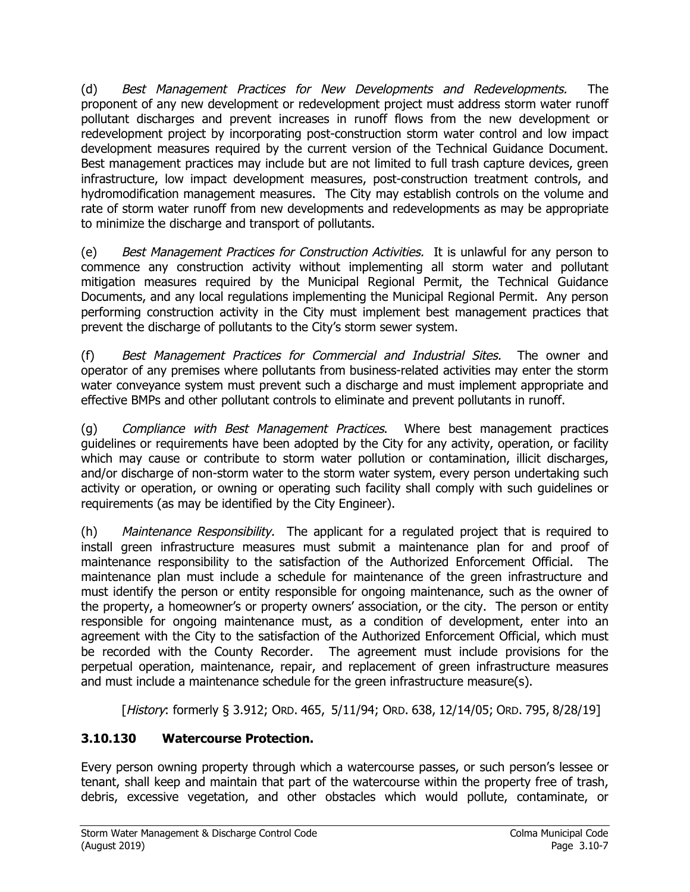(d) *Best Management Practices for New Developments and Redevelopments.* The proponent of any new development or redevelopment project must address storm water runoff pollutant discharges and prevent increases in runoff flows from the new development or redevelopment project by incorporating post-construction storm water control and low impact development measures required by the current version of the Technical Guidance Document. Best management practices may include but are not limited to full trash capture devices, green infrastructure, low impact development measures, post-construction treatment controls, and hydromodification management measures. The City may establish controls on the volume and rate of storm water runoff from new developments and redevelopments as may be appropriate to minimize the discharge and transport of pollutants.

(e) *Best Management Practices for Construction Activities.* It is unlawful for any person to commence any construction activity without implementing all storm water and pollutant mitigation measures required by the Municipal Regional Permit, the Technical Guidance Documents, and any local regulations implementing the Municipal Regional Permit. Any person performing construction activity in the City must implement best management practices that prevent the discharge of pollutants to the City's storm sewer system.

(f) *Best Management Practices for Commercial and Industrial Sites.* The owner and operator of any premises where pollutants from business-related activities may enter the storm water conveyance system must prevent such a discharge and must implement appropriate and effective BMPs and other pollutant controls to eliminate and prevent pollutants in runoff.

(g) *Compliance with Best Management Practices*. Where best management practices guidelines or requirements have been adopted by the City for any activity, operation, or facility which may cause or contribute to storm water pollution or contamination, illicit discharges, and/or discharge of non-storm water to the storm water system, every person undertaking such activity or operation, or owning or operating such facility shall comply with such guidelines or requirements (as may be identified by the City Engineer).

(h) *Maintenance Responsibility.* The applicant for a regulated project that is required to install green infrastructure measures must submit a maintenance plan for and proof of maintenance responsibility to the satisfaction of the Authorized Enforcement Official. The maintenance plan must include a schedule for maintenance of the green infrastructure and must identify the person or entity responsible for ongoing maintenance, such as the owner of the property, a homeowner's or property owners' association, or the city. The person or entity responsible for ongoing maintenance must, as a condition of development, enter into an agreement with the City to the satisfaction of the Authorized Enforcement Official, which must be recorded with the County Recorder. The agreement must include provisions for the perpetual operation, maintenance, repair, and replacement of green infrastructure measures and must include a maintenance schedule for the green infrastructure measure(s).

[*History*: formerly § 3.912; ORD. 465, 5/11/94; ORD. 638, 12/14/05; ORD. 795, 8/28/19]

### 3.10.130 Watercourse Protection.

Every person owning property through which a watercourse passes, or such person's lessee or tenant, shall keep and maintain that part of the watercourse within the property free of trash, debris, excessive vegetation, and other obstacles which would pollute, contaminate, or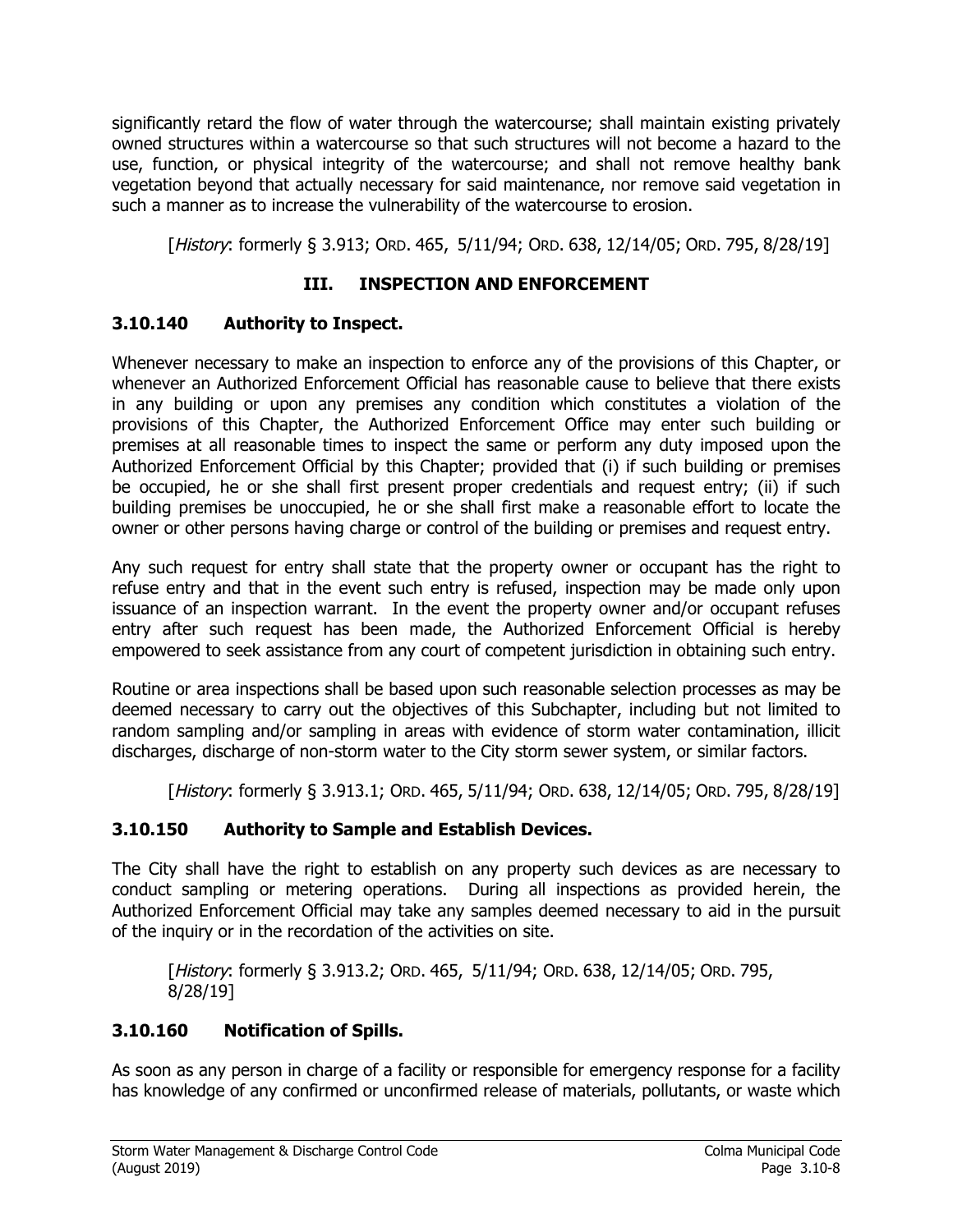significantly retard the flow of water through the watercourse; shall maintain existing privately owned structures within a watercourse so that such structures will not become a hazard to the use, function, or physical integrity of the watercourse; and shall not remove healthy bank vegetation beyond that actually necessary for said maintenance, nor remove said vegetation in such a manner as to increase the vulnerability of the watercourse to erosion.

[*History*: formerly § 3.913; ORD. 465, 5/11/94; ORD. 638, 12/14/05; ORD. 795, 8/28/19]

## III. INSPECTION AND ENFORCEMENT

### 3.10.140 Authority to Inspect.

Whenever necessary to make an inspection to enforce any of the provisions of this Chapter, or whenever an Authorized Enforcement Official has reasonable cause to believe that there exists in any building or upon any premises any condition which constitutes a violation of the provisions of this Chapter, the Authorized Enforcement Office may enter such building or premises at all reasonable times to inspect the same or perform any duty imposed upon the Authorized Enforcement Official by this Chapter; provided that (i) if such building or premises be occupied, he or she shall first present proper credentials and request entry; (ii) if such building premises be unoccupied, he or she shall first make a reasonable effort to locate the owner or other persons having charge or control of the building or premises and request entry.

Any such request for entry shall state that the property owner or occupant has the right to refuse entry and that in the event such entry is refused, inspection may be made only upon issuance of an inspection warrant. In the event the property owner and/or occupant refuses entry after such request has been made, the Authorized Enforcement Official is hereby empowered to seek assistance from any court of competent jurisdiction in obtaining such entry.

Routine or area inspections shall be based upon such reasonable selection processes as may be deemed necessary to carry out the objectives of this Subchapter, including but not limited to random sampling and/or sampling in areas with evidence of storm water contamination, illicit discharges, discharge of non-storm water to the City storm sewer system, or similar factors.

[*History*: formerly § 3.913.1; ORD. 465, 5/11/94; ORD. 638, 12/14/05; ORD. 795, 8/28/19]

### 3.10.150 Authority to Sample and Establish Devices.

The City shall have the right to establish on any property such devices as are necessary to conduct sampling or metering operations. During all inspections as provided herein, the Authorized Enforcement Official may take any samples deemed necessary to aid in the pursuit of the inquiry or in the recordation of the activities on site.

[*History*: formerly § 3.913.2; ORD. 465, 5/11/94; ORD. 638, 12/14/05; ORD. 795, 8/28/19]

### 3.10.160 Notification of Spills.

As soon as any person in charge of a facility or responsible for emergency response for a facility has knowledge of any confirmed or unconfirmed release of materials, pollutants, or waste which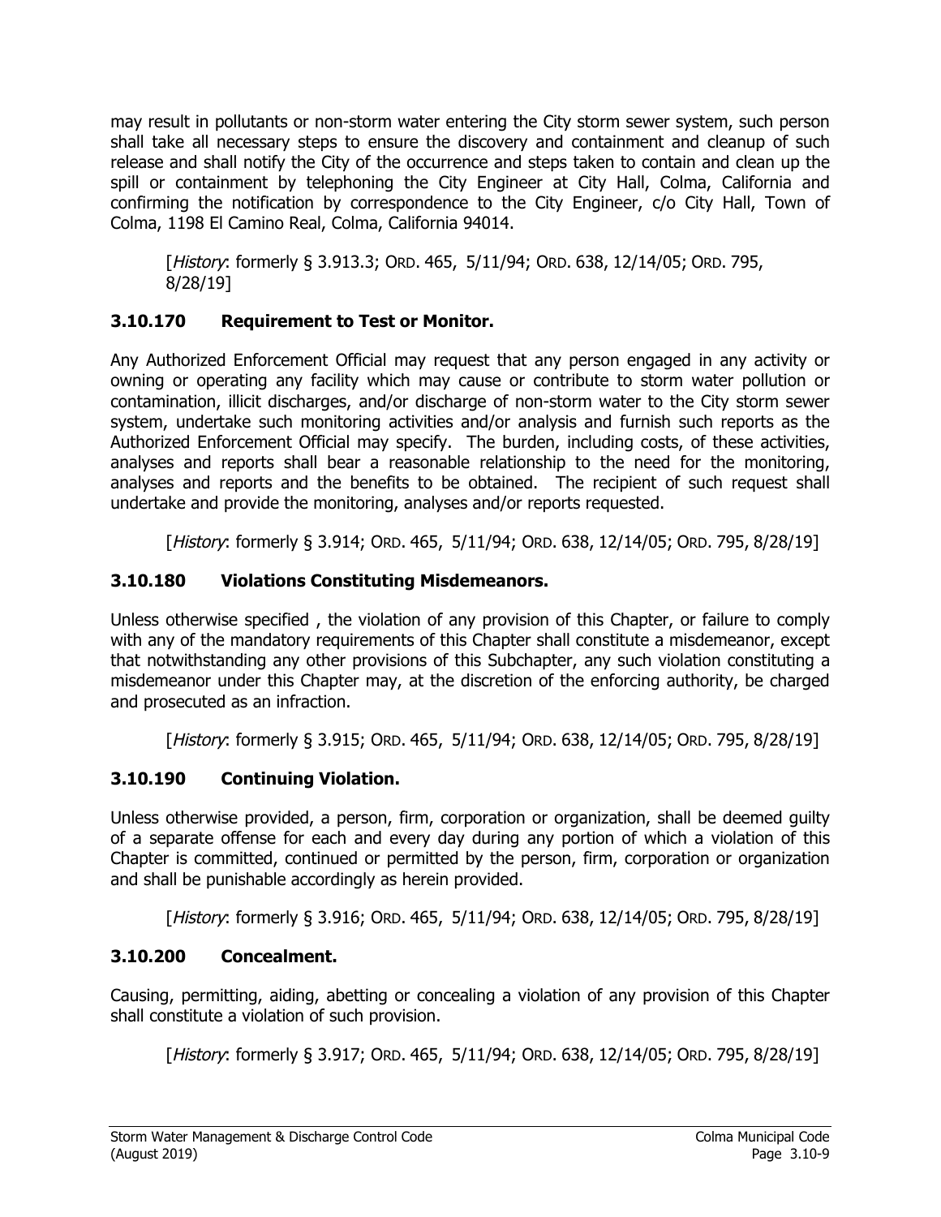may result in pollutants or non-storm water entering the City storm sewer system, such person shall take all necessary steps to ensure the discovery and containment and cleanup of such release and shall notify the City of the occurrence and steps taken to contain and clean up the spill or containment by telephoning the City Engineer at City Hall, Colma, California and confirming the notification by correspondence to the City Engineer, c/o City Hall, Town of Colma, 1198 El Camino Real, Colma, California 94014.

[*History*: formerly § 3.913.3; ORD. 465, 5/11/94; ORD. 638, 12/14/05; ORD. 795, 8/28/19]

### 3.10.170 Requirement to Test or Monitor.

Any Authorized Enforcement Official may request that any person engaged in any activity or owning or operating any facility which may cause or contribute to storm water pollution or contamination, illicit discharges, and/or discharge of non-storm water to the City storm sewer system, undertake such monitoring activities and/or analysis and furnish such reports as the Authorized Enforcement Official may specify. The burden, including costs, of these activities, analyses and reports shall bear a reasonable relationship to the need for the monitoring, analyses and reports and the benefits to be obtained. The recipient of such request shall undertake and provide the monitoring, analyses and/or reports requested.

[*History*: formerly § 3.914; ORD. 465, 5/11/94; ORD. 638, 12/14/05; ORD. 795, 8/28/19]

### 3.10.180 Violations Constituting Misdemeanors.

Unless otherwise specified , the violation of any provision of this Chapter, or failure to comply with any of the mandatory requirements of this Chapter shall constitute a misdemeanor, except that notwithstanding any other provisions of this Subchapter, any such violation constituting a misdemeanor under this Chapter may, at the discretion of the enforcing authority, be charged and prosecuted as an infraction.

[*History*: formerly § 3.915; ORD. 465, 5/11/94; ORD. 638, 12/14/05; ORD. 795, 8/28/19]

### 3.10.190 Continuing Violation.

Unless otherwise provided, a person, firm, corporation or organization, shall be deemed guilty of a separate offense for each and every day during any portion of which a violation of this Chapter is committed, continued or permitted by the person, firm, corporation or organization and shall be punishable accordingly as herein provided.

[*History*: formerly § 3.916; ORD. 465, 5/11/94; ORD. 638, 12/14/05; ORD. 795, 8/28/19]

### 3.10.200 Concealment.

Causing, permitting, aiding, abetting or concealing a violation of any provision of this Chapter shall constitute a violation of such provision.

[*History*: formerly § 3.917; ORD. 465, 5/11/94; ORD. 638, 12/14/05; ORD. 795, 8/28/19]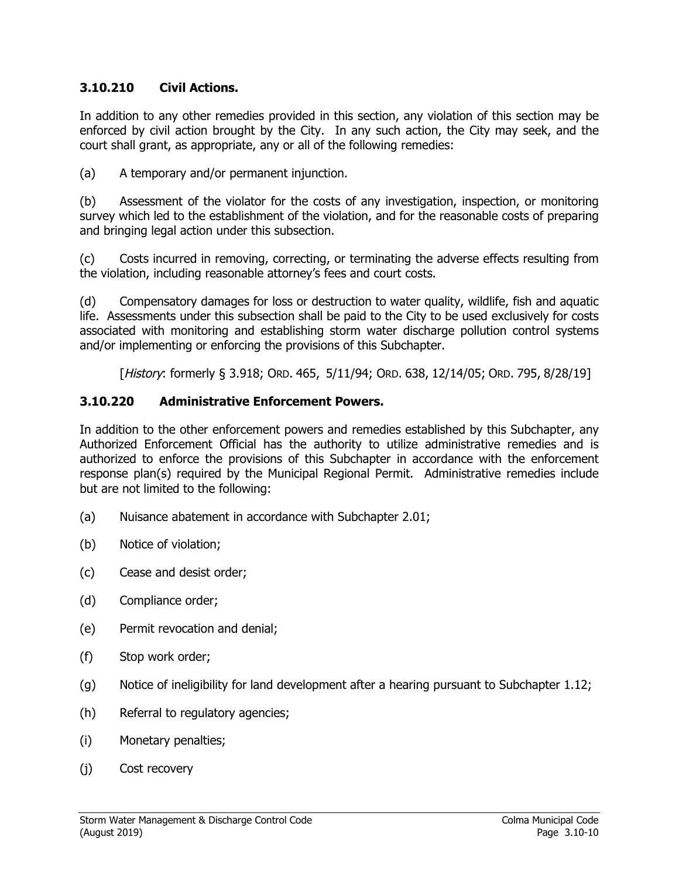### 3.10.210 Civil Actions.

In addition to any other remedies provided in this section, any violation of this section may be enforced by civil action brought by the City. In any such action, the City may seek, and the court shall grant, as appropriate, any or all of the following remedies:

(a) A temporary and/or permanent injunction.

(b) Assessment of the violator for the costs of any investigation, inspection, or monitoring survey which led to the establishment of the violation, and for the reasonable costs of preparing and bringing legal action under this subsection.

(c) Costs incurred in removing, correcting, or terminating the adverse effects resulting from the violation, including reasonable attorney's fees and court costs.

(d) Compensatory damages for loss or destruction to water quality, wildlife, fish and aquatic life. Assessments under this subsection shall be paid to the City to be used exclusively for costs associated with monitoring and establishing storm water discharge pollution control systems and/or implementing or enforcing the provisions of this Subchapter.

[*History*: formerly § 3.918; ORD. 465, 5/11/94; ORD. 638, 12/14/05; ORD. 795, 8/28/19]

### 3.10.220 Administrative Enforcement Powers.

In addition to the other enforcement powers and remedies established by this Subchapter, any Authorized Enforcement Official has the authority to utilize administrative remedies and is authorized to enforce the provisions of this Subchapter in accordance with the enforcement response plan(s) required by the Municipal Regional Permit. Administrative remedies include but are not limited to the following:

(a) Nuisance abatement in accordance with Subchapter 2.01;

(b) Notice of violation;

(c) Cease and desist order;

(d) Compliance order;

(e) Permit revocation and denial;

(f) Stop work order;

(g) Notice of ineligibility for land development after a hearing pursuant to Subchapter 1.12;

(h) Referral to regulatory agencies;

(i) Monetary penalties;

(j) Cost recovery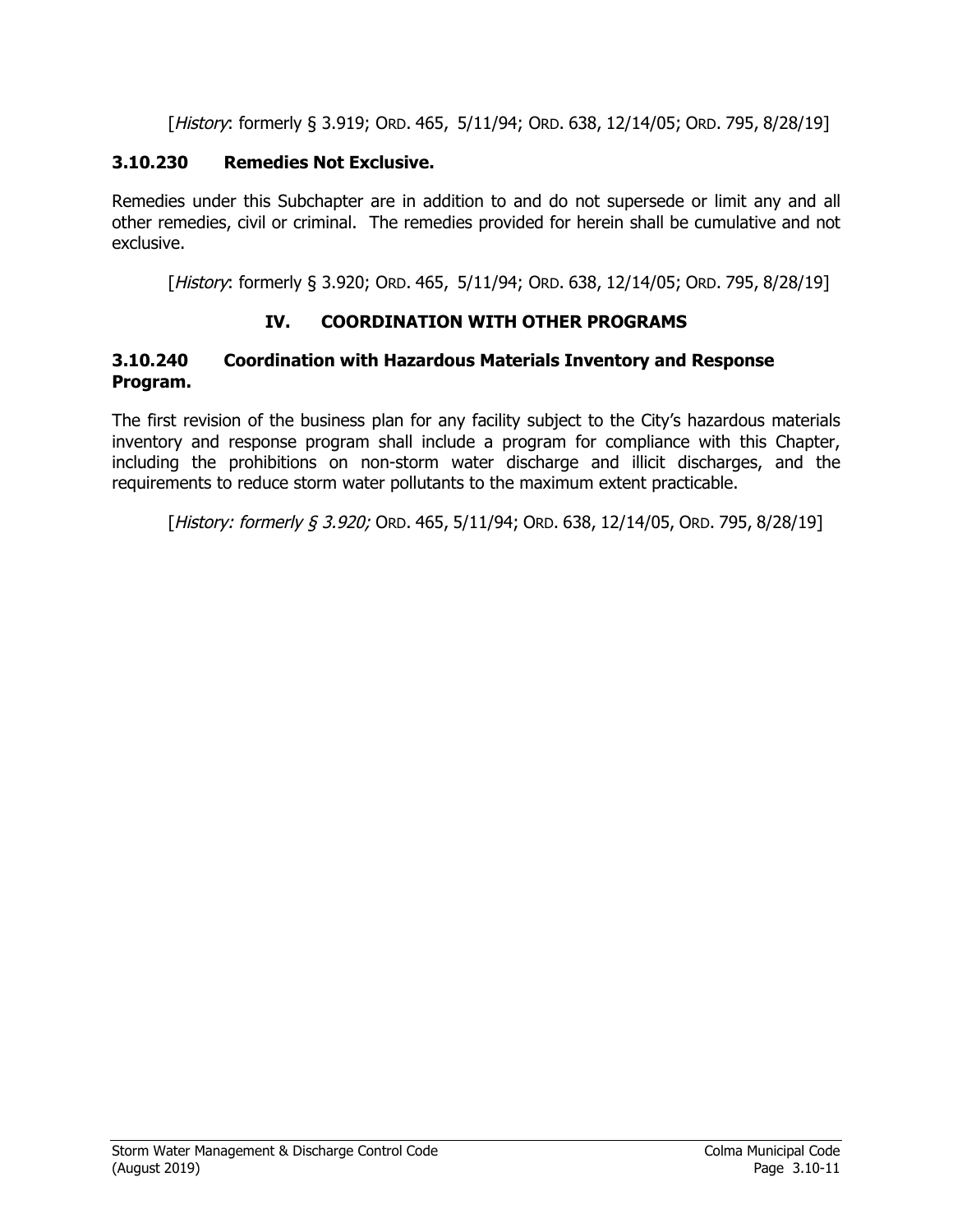[*History*: formerly § 3.919; ORD. 465, 5/11/94; ORD. 638, 12/14/05; ORD. 795, 8/28/19]

### 3.10.230 Remedies Not Exclusive.

Remedies under this Subchapter are in addition to and do not supersede or limit any and all other remedies, civil or criminal. The remedies provided for herein shall be cumulative and not exclusive.

[*History*: formerly § 3.920; ORD. 465, 5/11/94; ORD. 638, 12/14/05; ORD. 795, 8/28/19]

## IV. COORDINATION WITH OTHER PROGRAMS

### 3.10.240 Coordination with Hazardous Materials Inventory and Response Program.

The first revision of the business plan for any facility subject to the City's hazardous materials inventory and response program shall include a program for compliance with this Chapter, including the prohibitions on non-storm water discharge and illicit discharges, and the requirements to reduce storm water pollutants to the maximum extent practicable.

[*History: formerly § 3.920;* ORD. 465, 5/11/94; ORD. 638, 12/14/05, ORD. 795, 8/28/19]